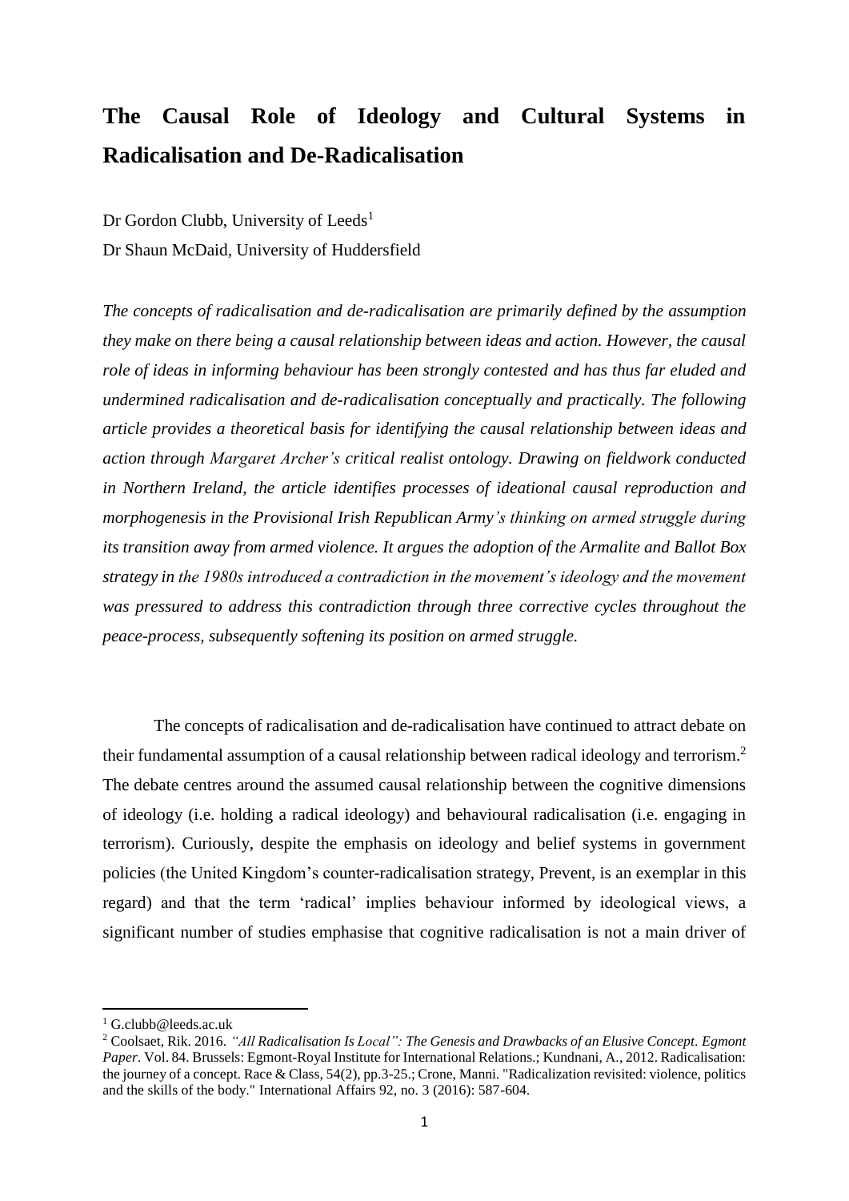# The Causal Role of Ideology and Cultural Systems in Radicalisation and De-Radicalisation

Dr Gordon Clubb, University of Leeds[1]

Dr Shaun McDaid, University of Huddersfield

*The concepts of radicalisation and de-radicalisation are primarily defined by the assumption they make on there being a causal relationship between ideas and action. However, the causal role of ideas in informing behaviour has been strongly contested and has thus far eluded and undermined radicalisation and de-radicalisation conceptually and practically. The following article provides a theoretical basis for identifying the causal relationship between ideas and action through Margaret Archer's critical realist ontology. Drawing on fieldwork conducted in Northern Ireland, the article identifies processes of ideational causal reproduction and morphogenesis in the Provisional Irish Republican Army's thinking on armed struggle during its transition away from armed violence. It argues the adoption of the Armalite and Ballot Box strategy in the 1980s introduced a contradiction in the movement's ideology and the movement was pressured to address this contradiction through three corrective cycles throughout the peace-process, subsequently softening its position on armed struggle.*

The concepts of radicalisation and de-radicalisation have continued to attract debate on their fundamental assumption of a causal relationship between radical ideology and terrorism.[2] The debate centres around the assumed causal relationship between the cognitive dimensions of ideology (i.e. holding a radical ideology) and behavioural radicalisation (i.e. engaging in terrorism). Curiously, despite the emphasis on ideology and belief systems in government policies (the United Kingdom's counter-radicalisation strategy, Prevent, is an exemplar in this regard) and that the term 'radical' implies behaviour informed by ideological views, a significant number of studies emphasise that cognitive radicalisation is not a main driver of

---

[1] G.clubb@leeds.ac.uk

[2] Coolsaet, Rik. 2016. *"All Radicalisation Is Local": The Genesis and Drawbacks of an Elusive Concept*. *Egmont Paper*. Vol. 84. Brussels: Egmont-Royal Institute for International Relations.; Kundnani, A., 2012. Radicalisation: the journey of a concept. Race & Class, 54(2), pp.3-25.; Crone, Manni. "Radicalization revisited: violence, politics and the skills of the body." International Affairs 92, no. 3 (2016): 587-604.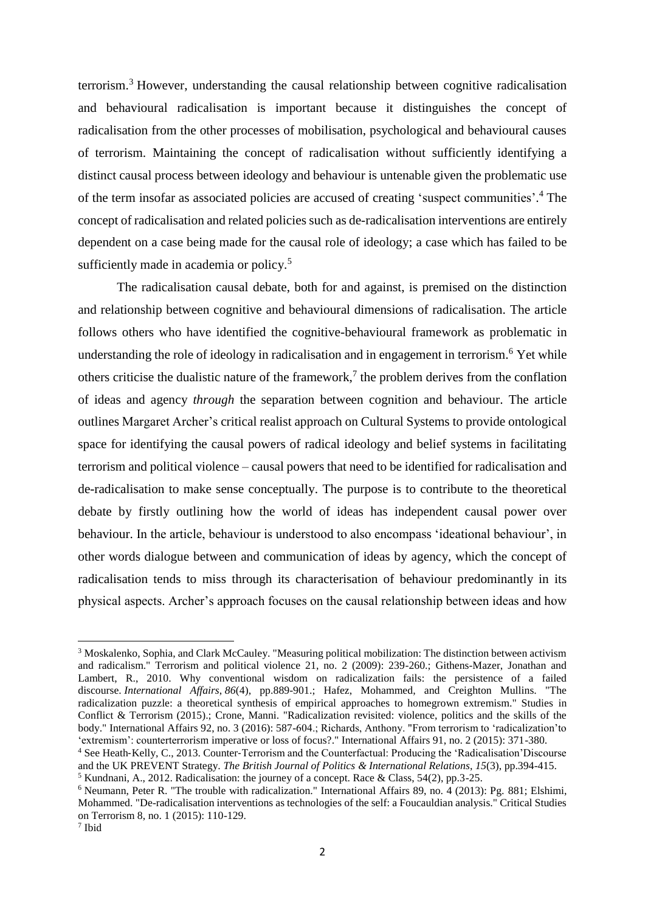terrorism.[3] However, understanding the causal relationship between cognitive radicalisation and behavioural radicalisation is important because it distinguishes the concept of radicalisation from the other processes of mobilisation, psychological and behavioural causes of terrorism. Maintaining the concept of radicalisation without sufficiently identifying a distinct causal process between ideology and behaviour is untenable given the problematic use of the term insofar as associated policies are accused of creating 'suspect communities'.[4] The concept of radicalisation and related policies such as de-radicalisation interventions are entirely dependent on a case being made for the causal role of ideology; a case which has failed to be sufficiently made in academia or policy.[5]

The radicalisation causal debate, both for and against, is premised on the distinction and relationship between cognitive and behavioural dimensions of radicalisation. The article follows others who have identified the cognitive-behavioural framework as problematic in understanding the role of ideology in radicalisation and in engagement in terrorism.[6] Yet while others criticise the dualistic nature of the framework,[7] the problem derives from the conflation of ideas and agency *through* the separation between cognition and behaviour. The article outlines Margaret Archer's critical realist approach on Cultural Systems to provide ontological space for identifying the causal powers of radical ideology and belief systems in facilitating terrorism and political violence – causal powers that need to be identified for radicalisation and de-radicalisation to make sense conceptually. The purpose is to contribute to the theoretical debate by firstly outlining how the world of ideas has independent causal power over behaviour. In the article, behaviour is understood to also encompass 'ideational behaviour', in other words dialogue between and communication of ideas by agency, which the concept of radicalisation tends to miss through its characterisation of behaviour predominantly in its physical aspects. Archer's approach focuses on the causal relationship between ideas and how

---

[3] Moskalenko, Sophia, and Clark McCauley. "Measuring political mobilization: The distinction between activism and radicalism." Terrorism and political violence 21, no. 2 (2009): 239-260.; Githens-Mazer, Jonathan and Lambert, R., 2010. Why conventional wisdom on radicalization fails: the persistence of a failed discourse. *International Affairs*, *86*(4), pp.889-901.; Hafez, Mohammed, and Creighton Mullins. "The radicalization puzzle: a theoretical synthesis of empirical approaches to homegrown extremism." Studies in Conflict & Terrorism (2015).; Crone, Manni. "Radicalization revisited: violence, politics and the skills of the body." International Affairs 92, no. 3 (2016): 587-604.; Richards, Anthony. "From terrorism to 'radicalization'to 'extremism': counterterrorism imperative or loss of focus?." International Affairs 91, no. 2 (2015): 371-380.

[4] See Heath‐Kelly, C., 2013. Counter‐Terrorism and the Counterfactual: Producing the 'Radicalisation'Discourse and the UK PREVENT Strategy. *The British Journal of Politics & International Relations*, *15*(3), pp.394-415.

[5] Kundnani, A., 2012. Radicalisation: the journey of a concept. Race & Class, 54(2), pp.3-25.

[6] Neumann, Peter R. "The trouble with radicalization." International Affairs 89, no. 4 (2013): Pg. 881; Elshimi, Mohammed. "De-radicalisation interventions as technologies of the self: a Foucauldian analysis." Critical Studies on Terrorism 8, no. 1 (2015): 110-129.

[7] Ibid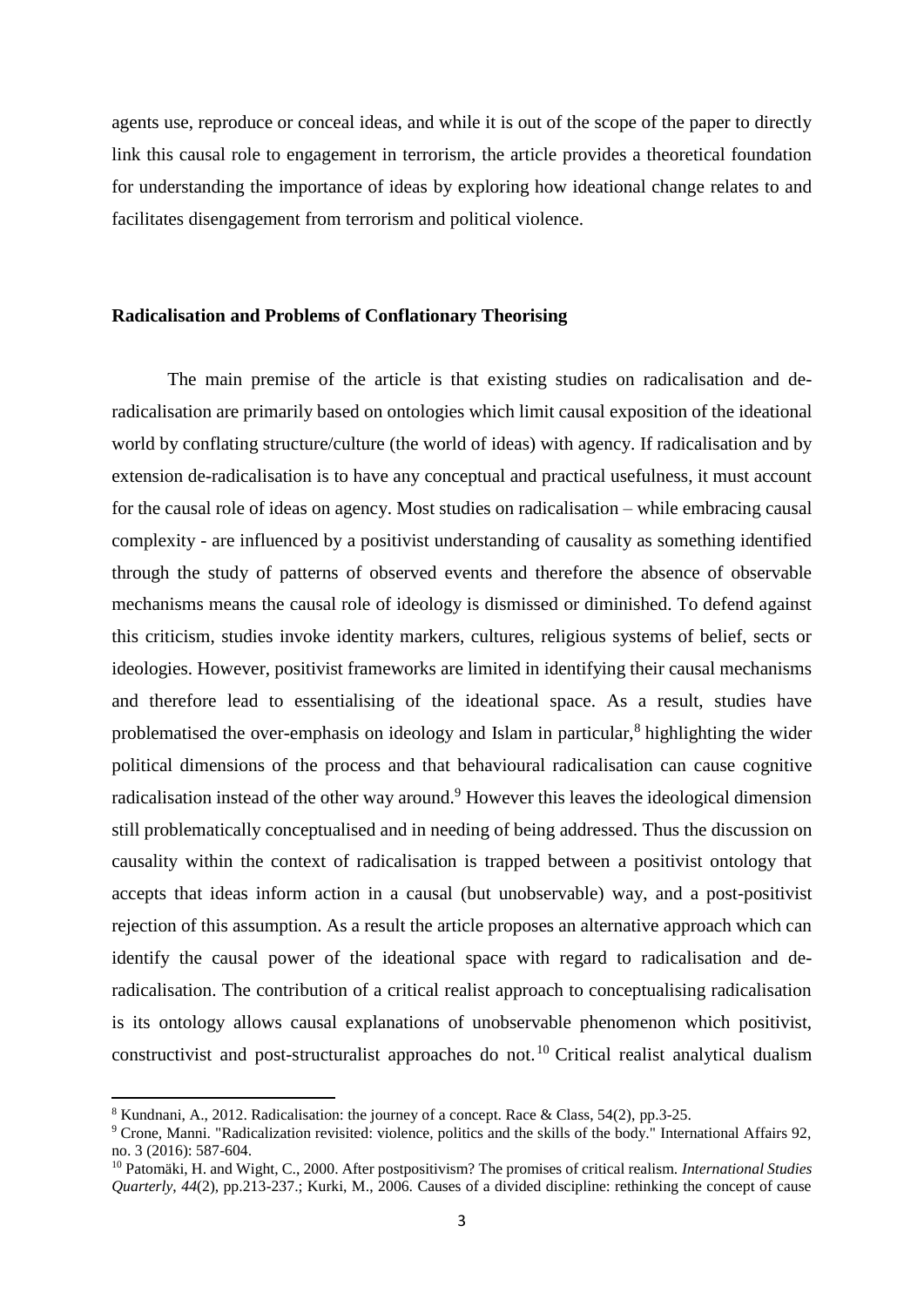agents use, reproduce or conceal ideas, and while it is out of the scope of the paper to directly link this causal role to engagement in terrorism, the article provides a theoretical foundation for understanding the importance of ideas by exploring how ideational change relates to and facilitates disengagement from terrorism and political violence.

## Radicalisation and Problems of Conflationary Theorising

The main premise of the article is that existing studies on radicalisation and de-radicalisation are primarily based on ontologies which limit causal exposition of the ideational world by conflating structure/culture (the world of ideas) with agency. If radicalisation and by extension de-radicalisation is to have any conceptual and practical usefulness, it must account for the causal role of ideas on agency. Most studies on radicalisation – while embracing causal complexity - are influenced by a positivist understanding of causality as something identified through the study of patterns of observed events and therefore the absence of observable mechanisms means the causal role of ideology is dismissed or diminished. To defend against this criticism, studies invoke identity markers, cultures, religious systems of belief, sects or ideologies. However, positivist frameworks are limited in identifying their causal mechanisms and therefore lead to essentialising of the ideational space. As a result, studies have problematised the over-emphasis on ideology and Islam in particular,[8] highlighting the wider political dimensions of the process and that behavioural radicalisation can cause cognitive radicalisation instead of the other way around.[9] However this leaves the ideological dimension still problematically conceptualised and in needing of being addressed. Thus the discussion on causality within the context of radicalisation is trapped between a positivist ontology that accepts that ideas inform action in a causal (but unobservable) way, and a post-positivist rejection of this assumption. As a result the article proposes an alternative approach which can identify the causal power of the ideational space with regard to radicalisation and de-radicalisation. The contribution of a critical realist approach to conceptualising radicalisation is its ontology allows causal explanations of unobservable phenomenon which positivist, constructivist and post-structuralist approaches do not.[10] Critical realist analytical dualism

---

[8] Kundnani, A., 2012. Radicalisation: the journey of a concept. Race & Class, 54(2), pp.3-25.

[9] Crone, Manni. "Radicalization revisited: violence, politics and the skills of the body." International Affairs 92, no. 3 (2016): 587-604.

[10] Patomäki, H. and Wight, C., 2000. After postpositivism? The promises of critical realism. *International Studies Quarterly*, *44*(2), pp.213-237.; Kurki, M., 2006. Causes of a divided discipline: rethinking the concept of cause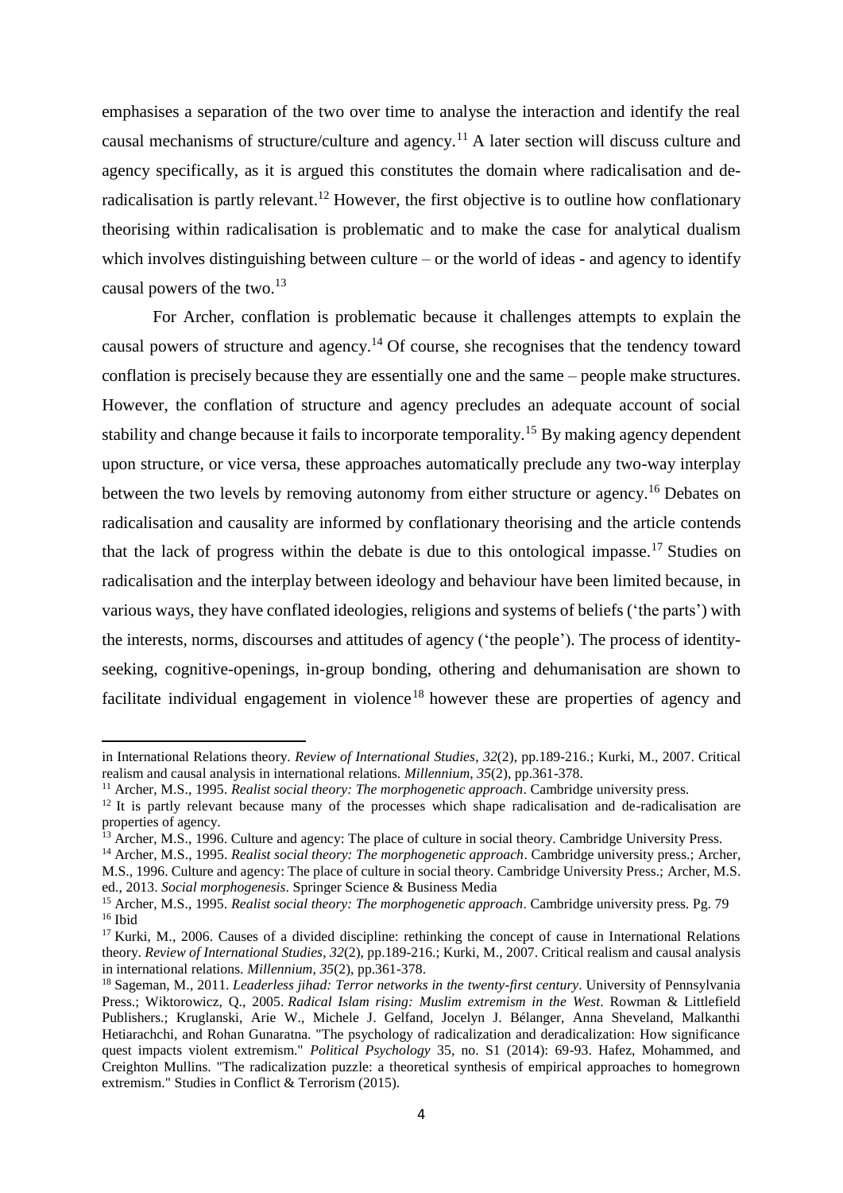emphasises a separation of the two over time to analyse the interaction and identify the real causal mechanisms of structure/culture and agency.[11] A later section will discuss culture and agency specifically, as it is argued this constitutes the domain where radicalisation and de-radicalisation is partly relevant.[12] However, the first objective is to outline how conflationary theorising within radicalisation is problematic and to make the case for analytical dualism which involves distinguishing between culture – or the world of ideas - and agency to identify causal powers of the two.[13]

For Archer, conflation is problematic because it challenges attempts to explain the causal powers of structure and agency.[14] Of course, she recognises that the tendency toward conflation is precisely because they are essentially one and the same – people make structures. However, the conflation of structure and agency precludes an adequate account of social stability and change because it fails to incorporate temporality.[15] By making agency dependent upon structure, or vice versa, these approaches automatically preclude any two-way interplay between the two levels by removing autonomy from either structure or agency.[16] Debates on radicalisation and causality are informed by conflationary theorising and the article contends that the lack of progress within the debate is due to this ontological impasse.[17] Studies on radicalisation and the interplay between ideology and behaviour have been limited because, in various ways, they have conflated ideologies, religions and systems of beliefs ('the parts') with the interests, norms, discourses and attitudes of agency ('the people'). The process of identity-seeking, cognitive-openings, in-group bonding, othering and dehumanisation are shown to facilitate individual engagement in violence[18] however these are properties of agency and

---

in International Relations theory. *Review of International Studies*, *32*(2), pp.189-216.; Kurki, M., 2007. Critical realism and causal analysis in international relations. *Millennium*, *35*(2), pp.361-378.

[11] Archer, M.S., 1995. *Realist social theory: The morphogenetic approach*. Cambridge university press.

[12] It is partly relevant because many of the processes which shape radicalisation and de-radicalisation are properties of agency.

[13] Archer, M.S., 1996. Culture and agency: The place of culture in social theory. Cambridge University Press.

[14] Archer, M.S., 1995. *Realist social theory: The morphogenetic approach*. Cambridge university press.; Archer, M.S., 1996. Culture and agency: The place of culture in social theory. Cambridge University Press.; Archer, M.S. ed., 2013. *Social morphogenesis*. Springer Science & Business Media

[15] Archer, M.S., 1995. *Realist social theory: The morphogenetic approach*. Cambridge university press. Pg. 79

[16] Ibid

[17] Kurki, M., 2006. Causes of a divided discipline: rethinking the concept of cause in International Relations theory. *Review of International Studies*, *32*(2), pp.189-216.; Kurki, M., 2007. Critical realism and causal analysis in international relations. *Millennium*, *35*(2), pp.361-378.

[18] Sageman, M., 2011. *Leaderless jihad: Terror networks in the twenty-first century*. University of Pennsylvania Press.; Wiktorowicz, Q., 2005. *Radical Islam rising: Muslim extremism in the West*. Rowman & Littlefield Publishers.; Kruglanski, Arie W., Michele J. Gelfand, Jocelyn J. Bélanger, Anna Sheveland, Malkanthi Hetiarachchi, and Rohan Gunaratna. "The psychology of radicalization and deradicalization: How significance quest impacts violent extremism." *Political Psychology* 35, no. S1 (2014): 69-93. Hafez, Mohammed, and Creighton Mullins. "The radicalization puzzle: a theoretical synthesis of empirical approaches to homegrown extremism." Studies in Conflict & Terrorism (2015).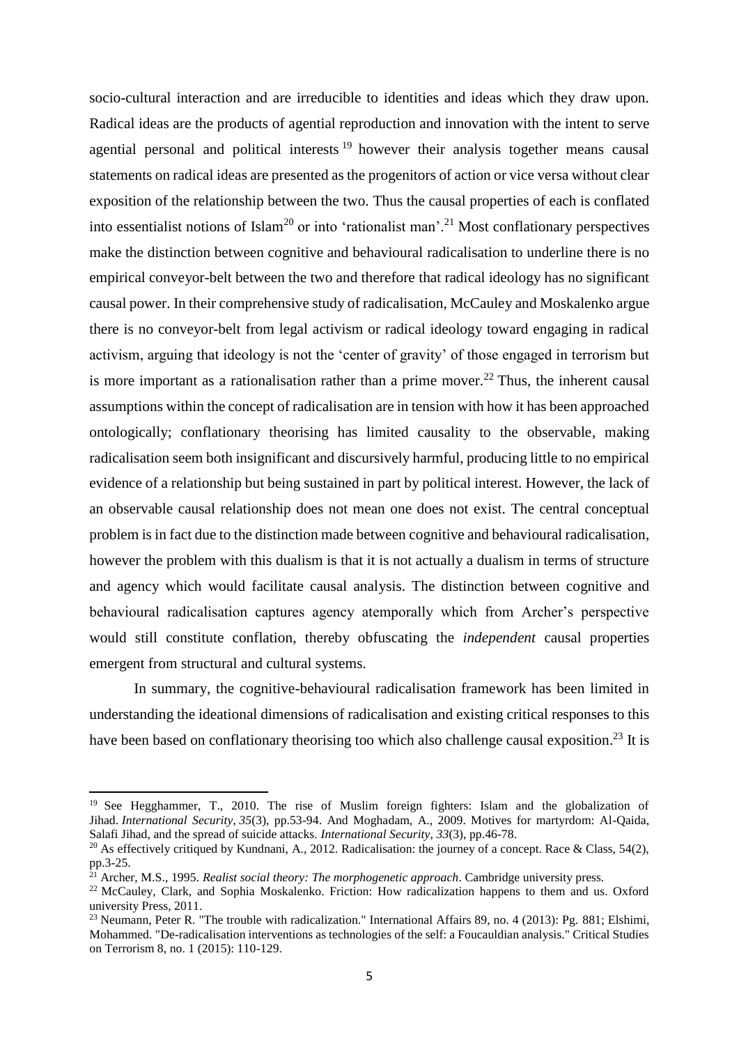socio-cultural interaction and are irreducible to identities and ideas which they draw upon. Radical ideas are the products of agential reproduction and innovation with the intent to serve agential personal and political interests [19] however their analysis together means causal statements on radical ideas are presented as the progenitors of action or vice versa without clear exposition of the relationship between the two. Thus the causal properties of each is conflated into essentialist notions of Islam[20] or into 'rationalist man'.[21] Most conflationary perspectives make the distinction between cognitive and behavioural radicalisation to underline there is no empirical conveyor-belt between the two and therefore that radical ideology has no significant causal power. In their comprehensive study of radicalisation, McCauley and Moskalenko argue there is no conveyor-belt from legal activism or radical ideology toward engaging in radical activism, arguing that ideology is not the 'center of gravity' of those engaged in terrorism but is more important as a rationalisation rather than a prime mover.[22] Thus, the inherent causal assumptions within the concept of radicalisation are in tension with how it has been approached ontologically; conflationary theorising has limited causality to the observable, making radicalisation seem both insignificant and discursively harmful, producing little to no empirical evidence of a relationship but being sustained in part by political interest. However, the lack of an observable causal relationship does not mean one does not exist. The central conceptual problem is in fact due to the distinction made between cognitive and behavioural radicalisation, however the problem with this dualism is that it is not actually a dualism in terms of structure and agency which would facilitate causal analysis. The distinction between cognitive and behavioural radicalisation captures agency atemporally which from Archer's perspective would still constitute conflation, thereby obfuscating the *independent* causal properties emergent from structural and cultural systems.

In summary, the cognitive-behavioural radicalisation framework has been limited in understanding the ideational dimensions of radicalisation and existing critical responses to this have been based on conflationary theorising too which also challenge causal exposition.[23] It is

---

[19] See Hegghammer, T., 2010. The rise of Muslim foreign fighters: Islam and the globalization of Jihad. *International Security*, *35*(3), pp.53-94. And Moghadam, A., 2009. Motives for martyrdom: Al-Qaida, Salafi Jihad, and the spread of suicide attacks. *International Security*, *33*(3), pp.46-78.

[20] As effectively critiqued by Kundnani, A., 2012. Radicalisation: the journey of a concept. Race & Class, 54(2), pp.3-25.

[21] Archer, M.S., 1995. *Realist social theory: The morphogenetic approach*. Cambridge university press.

[22] McCauley, Clark, and Sophia Moskalenko. Friction: How radicalization happens to them and us. Oxford university Press, 2011.

[23] Neumann, Peter R. "The trouble with radicalization." International Affairs 89, no. 4 (2013): Pg. 881; Elshimi, Mohammed. "De-radicalisation interventions as technologies of the self: a Foucauldian analysis." Critical Studies on Terrorism 8, no. 1 (2015): 110-129.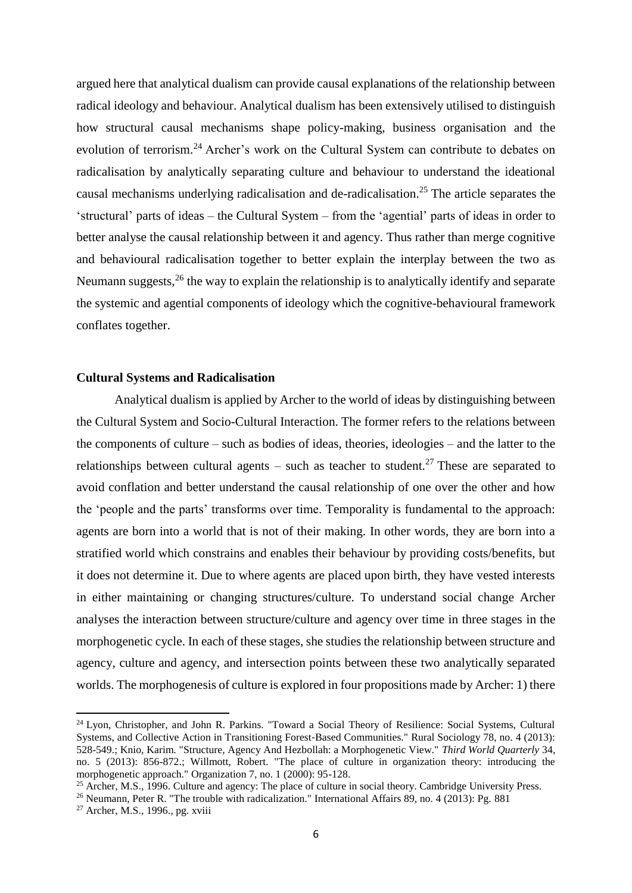argued here that analytical dualism can provide causal explanations of the relationship between radical ideology and behaviour. Analytical dualism has been extensively utilised to distinguish how structural causal mechanisms shape policy-making, business organisation and the evolution of terrorism.[24] Archer's work on the Cultural System can contribute to debates on radicalisation by analytically separating culture and behaviour to understand the ideational causal mechanisms underlying radicalisation and de-radicalisation.[25] The article separates the 'structural' parts of ideas – the Cultural System – from the 'agential' parts of ideas in order to better analyse the causal relationship between it and agency. Thus rather than merge cognitive and behavioural radicalisation together to better explain the interplay between the two as Neumann suggests,[26] the way to explain the relationship is to analytically identify and separate the systemic and agential components of ideology which the cognitive-behavioural framework conflates together.

**Cultural Systems and Radicalisation**

Analytical dualism is applied by Archer to the world of ideas by distinguishing between the Cultural System and Socio-Cultural Interaction. The former refers to the relations between the components of culture – such as bodies of ideas, theories, ideologies – and the latter to the relationships between cultural agents – such as teacher to student.[27] These are separated to avoid conflation and better understand the causal relationship of one over the other and how the 'people and the parts' transforms over time. Temporality is fundamental to the approach: agents are born into a world that is not of their making. In other words, they are born into a stratified world which constrains and enables their behaviour by providing costs/benefits, but it does not determine it. Due to where agents are placed upon birth, they have vested interests in either maintaining or changing structures/culture. To understand social change Archer analyses the interaction between structure/culture and agency over time in three stages in the morphogenetic cycle. In each of these stages, she studies the relationship between structure and agency, culture and agency, and intersection points between these two analytically separated worlds. The morphogenesis of culture is explored in four propositions made by Archer: 1) there

---

[24] Lyon, Christopher, and John R. Parkins. "Toward a Social Theory of Resilience: Social Systems, Cultural Systems, and Collective Action in Transitioning Forest-Based Communities." Rural Sociology 78, no. 4 (2013): 528-549.; Knio, Karim. "Structure, Agency And Hezbollah: a Morphogenetic View." *Third World Quarterly* 34, no. 5 (2013): 856-872.; Willmott, Robert. "The place of culture in organization theory: introducing the morphogenetic approach." Organization 7, no. 1 (2000): 95-128.

[25] Archer, M.S., 1996. Culture and agency: The place of culture in social theory. Cambridge University Press.

[26] Neumann, Peter R. "The trouble with radicalization." International Affairs 89, no. 4 (2013): Pg. 881

[27] Archer, M.S., 1996., pg. xviii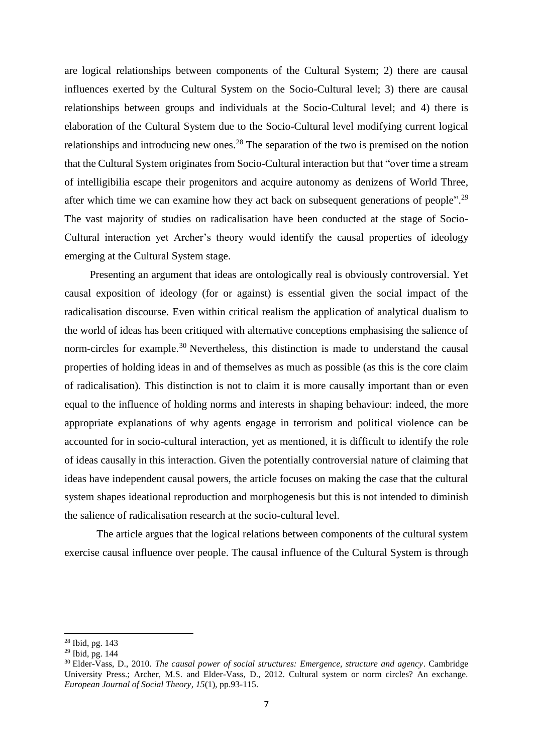are logical relationships between components of the Cultural System; 2) there are causal influences exerted by the Cultural System on the Socio-Cultural level; 3) there are causal relationships between groups and individuals at the Socio-Cultural level; and 4) there is elaboration of the Cultural System due to the Socio-Cultural level modifying current logical relationships and introducing new ones.[28] The separation of the two is premised on the notion that the Cultural System originates from Socio-Cultural interaction but that "over time a stream of intelligibilia escape their progenitors and acquire autonomy as denizens of World Three, after which time we can examine how they act back on subsequent generations of people".[29] The vast majority of studies on radicalisation have been conducted at the stage of Socio-Cultural interaction yet Archer's theory would identify the causal properties of ideology emerging at the Cultural System stage.

Presenting an argument that ideas are ontologically real is obviously controversial. Yet causal exposition of ideology (for or against) is essential given the social impact of the radicalisation discourse. Even within critical realism the application of analytical dualism to the world of ideas has been critiqued with alternative conceptions emphasising the salience of norm-circles for example.[30] Nevertheless, this distinction is made to understand the causal properties of holding ideas in and of themselves as much as possible (as this is the core claim of radicalisation). This distinction is not to claim it is more causally important than or even equal to the influence of holding norms and interests in shaping behaviour: indeed, the more appropriate explanations of why agents engage in terrorism and political violence can be accounted for in socio-cultural interaction, yet as mentioned, it is difficult to identify the role of ideas causally in this interaction. Given the potentially controversial nature of claiming that ideas have independent causal powers, the article focuses on making the case that the cultural system shapes ideational reproduction and morphogenesis but this is not intended to diminish the salience of radicalisation research at the socio-cultural level.

The article argues that the logical relations between components of the cultural system exercise causal influence over people. The causal influence of the Cultural System is through

---

[28] Ibid, pg. 143

[29] Ibid, pg. 144

[30] Elder-Vass, D., 2010. *The causal power of social structures: Emergence, structure and agency*. Cambridge University Press.; Archer, M.S. and Elder-Vass, D., 2012. Cultural system or norm circles? An exchange. *European Journal of Social Theory*, *15*(1), pp.93-115.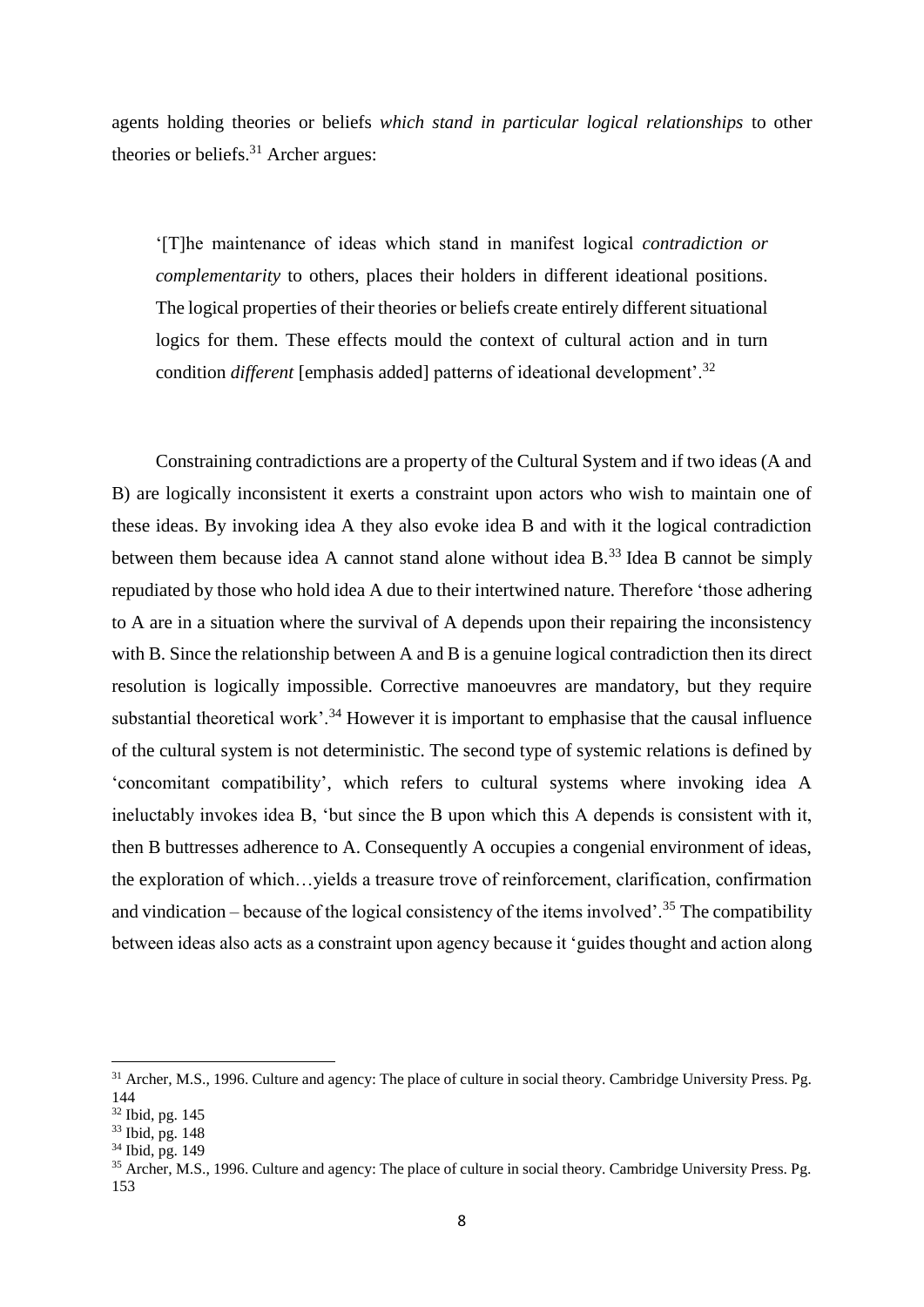agents holding theories or beliefs *which stand in particular logical relationships* to other theories or beliefs.[31] Archer argues:

> '[T]he maintenance of ideas which stand in manifest logical *contradiction or complementarity* to others, places their holders in different ideational positions. The logical properties of their theories or beliefs create entirely different situational logics for them. These effects mould the context of cultural action and in turn condition *different* [emphasis added] patterns of ideational development'.[32]

Constraining contradictions are a property of the Cultural System and if two ideas (A and B) are logically inconsistent it exerts a constraint upon actors who wish to maintain one of these ideas. By invoking idea A they also evoke idea B and with it the logical contradiction between them because idea A cannot stand alone without idea B.[33] Idea B cannot be simply repudiated by those who hold idea A due to their intertwined nature. Therefore 'those adhering to A are in a situation where the survival of A depends upon their repairing the inconsistency with B. Since the relationship between A and B is a genuine logical contradiction then its direct resolution is logically impossible. Corrective manoeuvres are mandatory, but they require substantial theoretical work'.[34] However it is important to emphasise that the causal influence of the cultural system is not deterministic. The second type of systemic relations is defined by 'concomitant compatibility', which refers to cultural systems where invoking idea A ineluctably invokes idea B, 'but since the B upon which this A depends is consistent with it, then B buttresses adherence to A. Consequently A occupies a congenial environment of ideas, the exploration of which…yields a treasure trove of reinforcement, clarification, confirmation and vindication – because of the logical consistency of the items involved'.[35] The compatibility between ideas also acts as a constraint upon agency because it 'guides thought and action along

---

[31] Archer, M.S., 1996. Culture and agency: The place of culture in social theory. Cambridge University Press. Pg. 144

[32] Ibid, pg. 145

[33] Ibid, pg. 148

[34] Ibid, pg. 149

[35] Archer, M.S., 1996. Culture and agency: The place of culture in social theory. Cambridge University Press. Pg. 153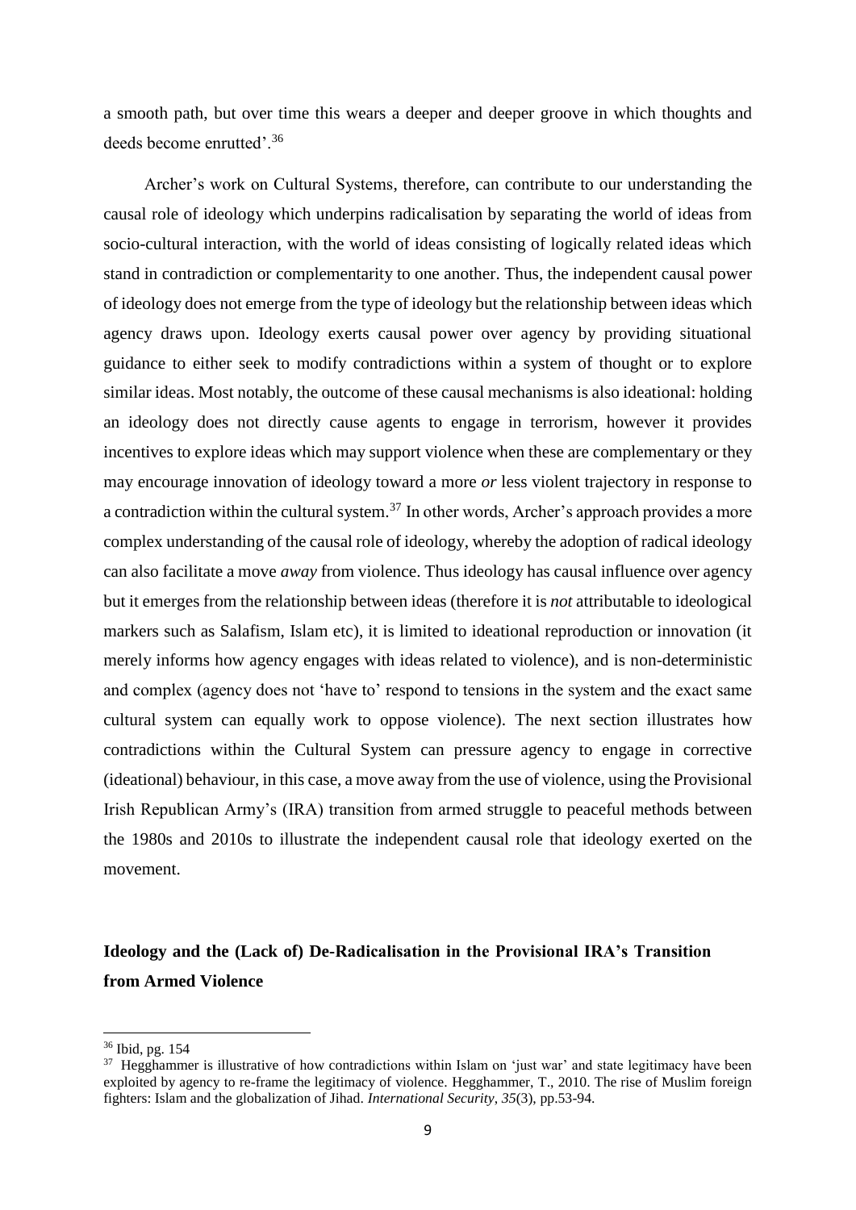a smooth path, but over time this wears a deeper and deeper groove in which thoughts and deeds become enrutted'.[36]

Archer's work on Cultural Systems, therefore, can contribute to our understanding the causal role of ideology which underpins radicalisation by separating the world of ideas from socio-cultural interaction, with the world of ideas consisting of logically related ideas which stand in contradiction or complementarity to one another. Thus, the independent causal power of ideology does not emerge from the type of ideology but the relationship between ideas which agency draws upon. Ideology exerts causal power over agency by providing situational guidance to either seek to modify contradictions within a system of thought or to explore similar ideas. Most notably, the outcome of these causal mechanisms is also ideational: holding an ideology does not directly cause agents to engage in terrorism, however it provides incentives to explore ideas which may support violence when these are complementary or they may encourage innovation of ideology toward a more *or* less violent trajectory in response to a contradiction within the cultural system.[37] In other words, Archer's approach provides a more complex understanding of the causal role of ideology, whereby the adoption of radical ideology can also facilitate a move *away* from violence. Thus ideology has causal influence over agency but it emerges from the relationship between ideas (therefore it is *not* attributable to ideological markers such as Salafism, Islam etc), it is limited to ideational reproduction or innovation (it merely informs how agency engages with ideas related to violence), and is non-deterministic and complex (agency does not 'have to' respond to tensions in the system and the exact same cultural system can equally work to oppose violence). The next section illustrates how contradictions within the Cultural System can pressure agency to engage in corrective (ideational) behaviour, in this case, a move away from the use of violence, using the Provisional Irish Republican Army's (IRA) transition from armed struggle to peaceful methods between the 1980s and 2010s to illustrate the independent causal role that ideology exerted on the movement.

## Ideology and the (Lack of) De-Radicalisation in the Provisional IRA's Transition from Armed Violence

---

[36] Ibid, pg. 154

[37] Hegghammer is illustrative of how contradictions within Islam on 'just war' and state legitimacy have been exploited by agency to re-frame the legitimacy of violence. Hegghammer, T., 2010. The rise of Muslim foreign fighters: Islam and the globalization of Jihad. *International Security*, *35*(3), pp.53-94.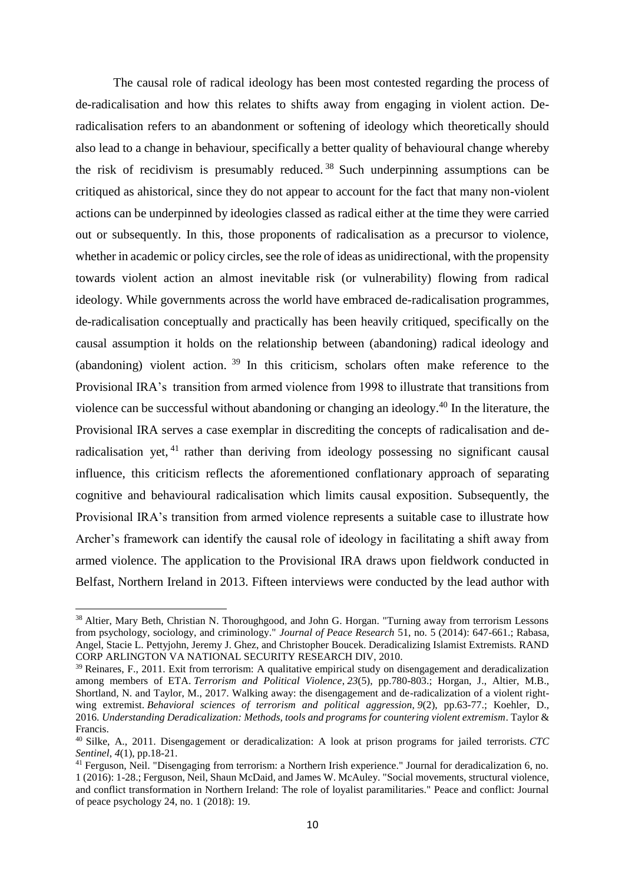The causal role of radical ideology has been most contested regarding the process of de-radicalisation and how this relates to shifts away from engaging in violent action. De-radicalisation refers to an abandonment or softening of ideology which theoretically should also lead to a change in behaviour, specifically a better quality of behavioural change whereby the risk of recidivism is presumably reduced.[38] Such underpinning assumptions can be critiqued as ahistorical, since they do not appear to account for the fact that many non-violent actions can be underpinned by ideologies classed as radical either at the time they were carried out or subsequently. In this, those proponents of radicalisation as a precursor to violence, whether in academic or policy circles, see the role of ideas as unidirectional, with the propensity towards violent action an almost inevitable risk (or vulnerability) flowing from radical ideology. While governments across the world have embraced de-radicalisation programmes, de-radicalisation conceptually and practically has been heavily critiqued, specifically on the causal assumption it holds on the relationship between (abandoning) radical ideology and (abandoning) violent action.[39] In this criticism, scholars often make reference to the Provisional IRA's transition from armed violence from 1998 to illustrate that transitions from violence can be successful without abandoning or changing an ideology.[40] In the literature, the Provisional IRA serves a case exemplar in discrediting the concepts of radicalisation and de-radicalisation yet,[41] rather than deriving from ideology possessing no significant causal influence, this criticism reflects the aforementioned conflationary approach of separating cognitive and behavioural radicalisation which limits causal exposition. Subsequently, the Provisional IRA's transition from armed violence represents a suitable case to illustrate how Archer's framework can identify the causal role of ideology in facilitating a shift away from armed violence. The application to the Provisional IRA draws upon fieldwork conducted in Belfast, Northern Ireland in 2013. Fifteen interviews were conducted by the lead author with

---

[38] Altier, Mary Beth, Christian N. Thoroughgood, and John G. Horgan. "Turning away from terrorism Lessons from psychology, sociology, and criminology." *Journal of Peace Research* 51, no. 5 (2014): 647-661.; Rabasa, Angel, Stacie L. Pettyjohn, Jeremy J. Ghez, and Christopher Boucek. Deradicalizing Islamist Extremists. RAND CORP ARLINGTON VA NATIONAL SECURITY RESEARCH DIV, 2010.

[39] Reinares, F., 2011. Exit from terrorism: A qualitative empirical study on disengagement and deradicalization among members of ETA. *Terrorism and Political Violence*, *23*(5), pp.780-803.; Horgan, J., Altier, M.B., Shortland, N. and Taylor, M., 2017. Walking away: the disengagement and de-radicalization of a violent right-wing extremist. *Behavioral sciences of terrorism and political aggression*, *9*(2), pp.63-77.; Koehler, D., 2016. *Understanding Deradicalization: Methods, tools and programs for countering violent extremism*. Taylor & Francis.

[40] Silke, A., 2011. Disengagement or deradicalization: A look at prison programs for jailed terrorists. *CTC Sentinel*, *4*(1), pp.18-21.

[41] Ferguson, Neil. "Disengaging from terrorism: a Northern Irish experience." Journal for deradicalization 6, no. 1 (2016): 1-28.; Ferguson, Neil, Shaun McDaid, and James W. McAuley. "Social movements, structural violence, and conflict transformation in Northern Ireland: The role of loyalist paramilitaries." Peace and conflict: Journal of peace psychology 24, no. 1 (2018): 19.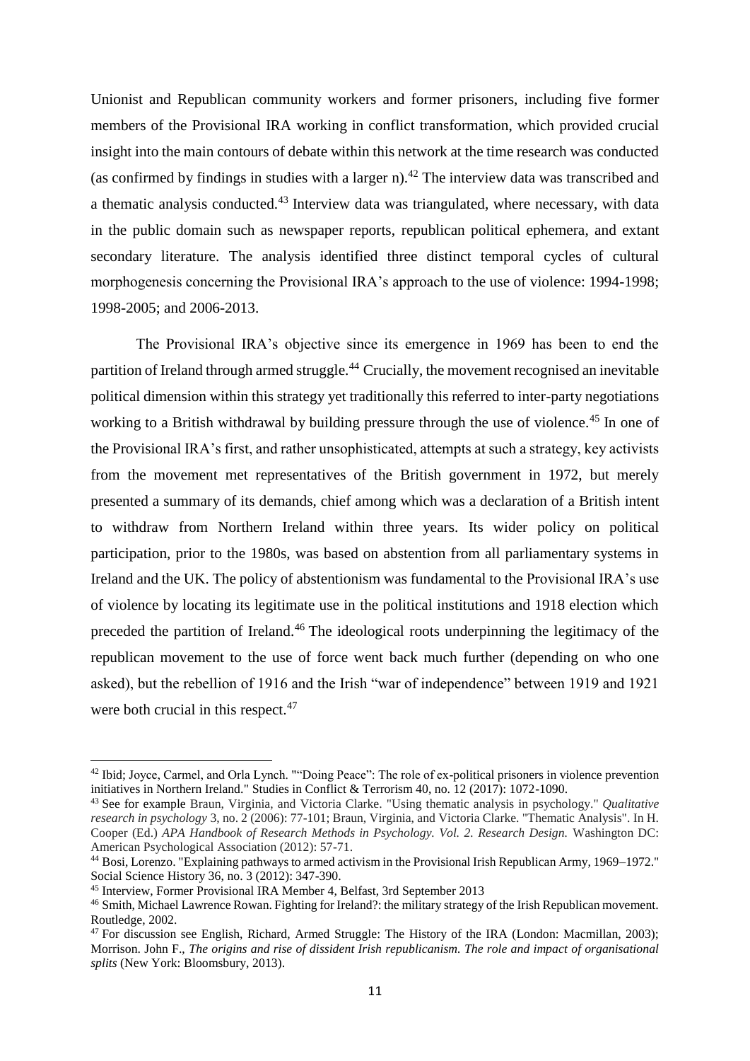Unionist and Republican community workers and former prisoners, including five former members of the Provisional IRA working in conflict transformation, which provided crucial insight into the main contours of debate within this network at the time research was conducted (as confirmed by findings in studies with a larger n).[42] The interview data was transcribed and a thematic analysis conducted.[43] Interview data was triangulated, where necessary, with data in the public domain such as newspaper reports, republican political ephemera, and extant secondary literature. The analysis identified three distinct temporal cycles of cultural morphogenesis concerning the Provisional IRA's approach to the use of violence: 1994-1998; 1998-2005; and 2006-2013.

The Provisional IRA's objective since its emergence in 1969 has been to end the partition of Ireland through armed struggle.[44] Crucially, the movement recognised an inevitable political dimension within this strategy yet traditionally this referred to inter-party negotiations working to a British withdrawal by building pressure through the use of violence.[45] In one of the Provisional IRA's first, and rather unsophisticated, attempts at such a strategy, key activists from the movement met representatives of the British government in 1972, but merely presented a summary of its demands, chief among which was a declaration of a British intent to withdraw from Northern Ireland within three years. Its wider policy on political participation, prior to the 1980s, was based on abstention from all parliamentary systems in Ireland and the UK. The policy of abstentionism was fundamental to the Provisional IRA's use of violence by locating its legitimate use in the political institutions and 1918 election which preceded the partition of Ireland.[46] The ideological roots underpinning the legitimacy of the republican movement to the use of force went back much further (depending on who one asked), but the rebellion of 1916 and the Irish "war of independence" between 1919 and 1921 were both crucial in this respect.[47]

---

[42] Ibid; Joyce, Carmel, and Orla Lynch. ""Doing Peace": The role of ex-political prisoners in violence prevention initiatives in Northern Ireland." Studies in Conflict & Terrorism 40, no. 12 (2017): 1072-1090.

[43] See for example Braun, Virginia, and Victoria Clarke. "Using thematic analysis in psychology." *Qualitative research in psychology* 3, no. 2 (2006): 77-101; Braun, Virginia, and Victoria Clarke. "Thematic Analysis". In H. Cooper (Ed.) *APA Handbook of Research Methods in Psychology. Vol. 2. Research Design.* Washington DC: American Psychological Association (2012): 57-71.

[44] Bosi, Lorenzo. "Explaining pathways to armed activism in the Provisional Irish Republican Army, 1969–1972." Social Science History 36, no. 3 (2012): 347-390.

[45] Interview, Former Provisional IRA Member 4, Belfast, 3rd September 2013

[46] Smith, Michael Lawrence Rowan. Fighting for Ireland?: the military strategy of the Irish Republican movement. Routledge, 2002.

[47] For discussion see English, Richard, Armed Struggle: The History of the IRA (London: Macmillan, 2003); Morrison. John F., *The origins and rise of dissident Irish republicanism. The role and impact of organisational splits* (New York: Bloomsbury, 2013).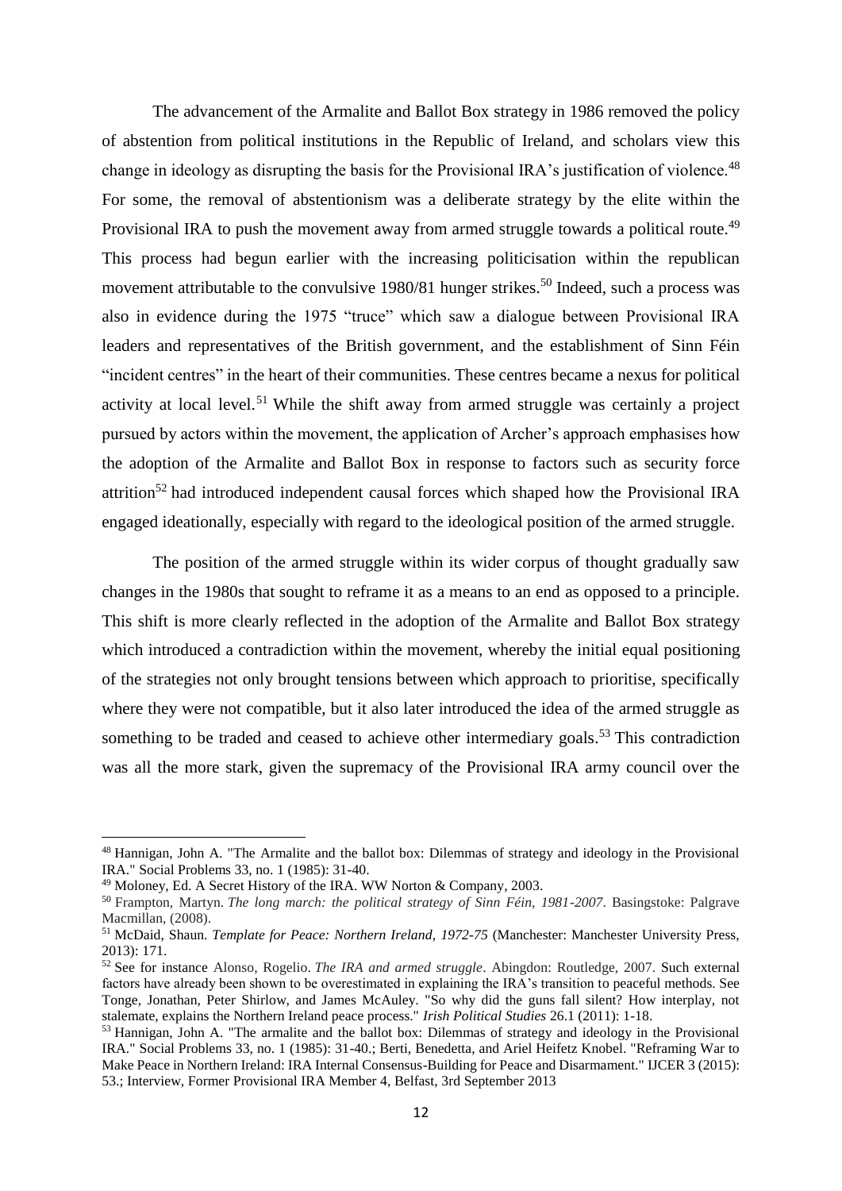The advancement of the Armalite and Ballot Box strategy in 1986 removed the policy of abstention from political institutions in the Republic of Ireland, and scholars view this change in ideology as disrupting the basis for the Provisional IRA's justification of violence.[48] For some, the removal of abstentionism was a deliberate strategy by the elite within the Provisional IRA to push the movement away from armed struggle towards a political route.[49] This process had begun earlier with the increasing politicisation within the republican movement attributable to the convulsive 1980/81 hunger strikes.[50] Indeed, such a process was also in evidence during the 1975 "truce" which saw a dialogue between Provisional IRA leaders and representatives of the British government, and the establishment of Sinn Féin "incident centres" in the heart of their communities. These centres became a nexus for political activity at local level.[51] While the shift away from armed struggle was certainly a project pursued by actors within the movement, the application of Archer's approach emphasises how the adoption of the Armalite and Ballot Box in response to factors such as security force attrition[52] had introduced independent causal forces which shaped how the Provisional IRA engaged ideationally, especially with regard to the ideological position of the armed struggle.

The position of the armed struggle within its wider corpus of thought gradually saw changes in the 1980s that sought to reframe it as a means to an end as opposed to a principle. This shift is more clearly reflected in the adoption of the Armalite and Ballot Box strategy which introduced a contradiction within the movement, whereby the initial equal positioning of the strategies not only brought tensions between which approach to prioritise, specifically where they were not compatible, but it also later introduced the idea of the armed struggle as something to be traded and ceased to achieve other intermediary goals.[53] This contradiction was all the more stark, given the supremacy of the Provisional IRA army council over the

---

[48] Hannigan, John A. "The Armalite and the ballot box: Dilemmas of strategy and ideology in the Provisional IRA." Social Problems 33, no. 1 (1985): 31-40.

[49] Moloney, Ed. A Secret History of the IRA. WW Norton & Company, 2003.

[50] Frampton, Martyn. *The long march: the political strategy of Sinn Féin, 1981-2007*. Basingstoke: Palgrave Macmillan, (2008).

[51] McDaid, Shaun. *Template for Peace: Northern Ireland, 1972-75* (Manchester: Manchester University Press, 2013): 171.

[52] See for instance Alonso, Rogelio. *The IRA and armed struggle*. Abingdon: Routledge, 2007. Such external factors have already been shown to be overestimated in explaining the IRA's transition to peaceful methods. See Tonge, Jonathan, Peter Shirlow, and James McAuley. "So why did the guns fall silent? How interplay, not stalemate, explains the Northern Ireland peace process." *Irish Political Studies* 26.1 (2011): 1-18.

[53] Hannigan, John A. "The armalite and the ballot box: Dilemmas of strategy and ideology in the Provisional IRA." Social Problems 33, no. 1 (1985): 31-40.; Berti, Benedetta, and Ariel Heifetz Knobel. "Reframing War to Make Peace in Northern Ireland: IRA Internal Consensus-Building for Peace and Disarmament." IJCER 3 (2015): 53.; Interview, Former Provisional IRA Member 4, Belfast, 3rd September 2013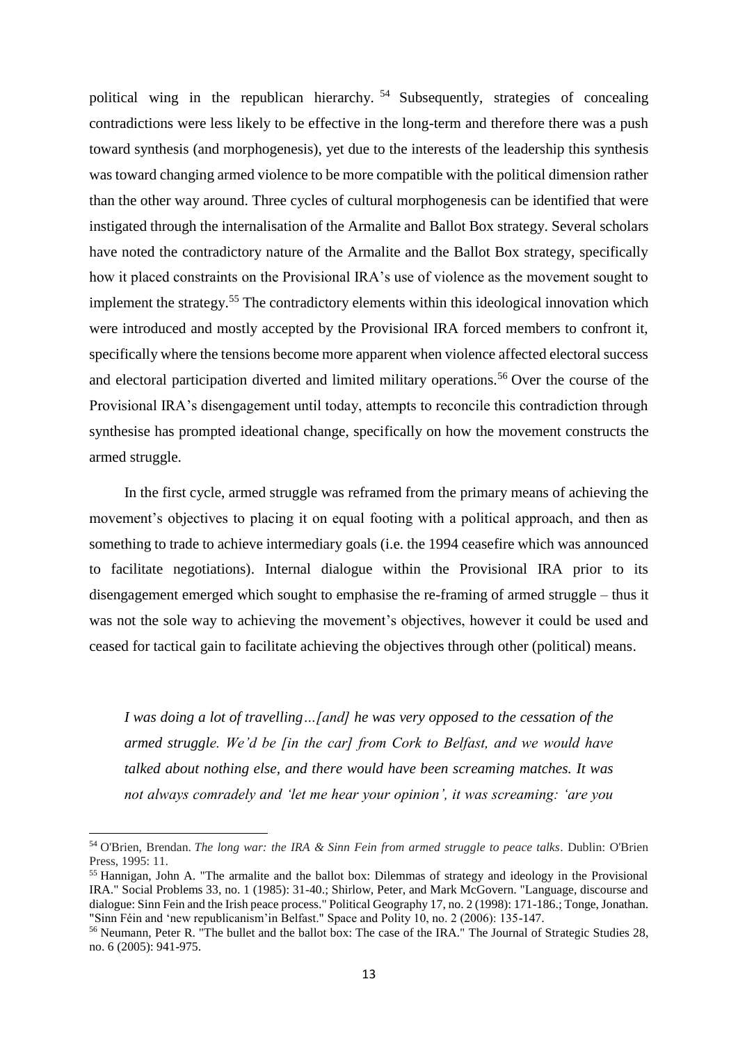political wing in the republican hierarchy.[54] Subsequently, strategies of concealing contradictions were less likely to be effective in the long-term and therefore there was a push toward synthesis (and morphogenesis), yet due to the interests of the leadership this synthesis was toward changing armed violence to be more compatible with the political dimension rather than the other way around. Three cycles of cultural morphogenesis can be identified that were instigated through the internalisation of the Armalite and Ballot Box strategy. Several scholars have noted the contradictory nature of the Armalite and the Ballot Box strategy, specifically how it placed constraints on the Provisional IRA's use of violence as the movement sought to implement the strategy.[55] The contradictory elements within this ideological innovation which were introduced and mostly accepted by the Provisional IRA forced members to confront it, specifically where the tensions become more apparent when violence affected electoral success and electoral participation diverted and limited military operations.[56] Over the course of the Provisional IRA's disengagement until today, attempts to reconcile this contradiction through synthesise has prompted ideational change, specifically on how the movement constructs the armed struggle.

In the first cycle, armed struggle was reframed from the primary means of achieving the movement's objectives to placing it on equal footing with a political approach, and then as something to trade to achieve intermediary goals (i.e. the 1994 ceasefire which was announced to facilitate negotiations). Internal dialogue within the Provisional IRA prior to its disengagement emerged which sought to emphasise the re-framing of armed struggle – thus it was not the sole way to achieving the movement's objectives, however it could be used and ceased for tactical gain to facilitate achieving the objectives through other (political) means.

*I was doing a lot of travelling…[and] he was very opposed to the cessation of the armed struggle. We'd be [in the car] from Cork to Belfast, and we would have talked about nothing else, and there would have been screaming matches. It was not always comradely and 'let me hear your opinion', it was screaming: 'are you*

---

[54] O'Brien, Brendan. *The long war: the IRA & Sinn Fein from armed struggle to peace talks*. Dublin: O'Brien Press, 1995: 11.

[55] Hannigan, John A. "The armalite and the ballot box: Dilemmas of strategy and ideology in the Provisional IRA." Social Problems 33, no. 1 (1985): 31-40.; Shirlow, Peter, and Mark McGovern. "Language, discourse and dialogue: Sinn Fein and the Irish peace process." Political Geography 17, no. 2 (1998): 171-186.; Tonge, Jonathan. "Sinn Féin and 'new republicanism'in Belfast." Space and Polity 10, no. 2 (2006): 135-147.

[56] Neumann, Peter R. "The bullet and the ballot box: The case of the IRA." The Journal of Strategic Studies 28, no. 6 (2005): 941-975.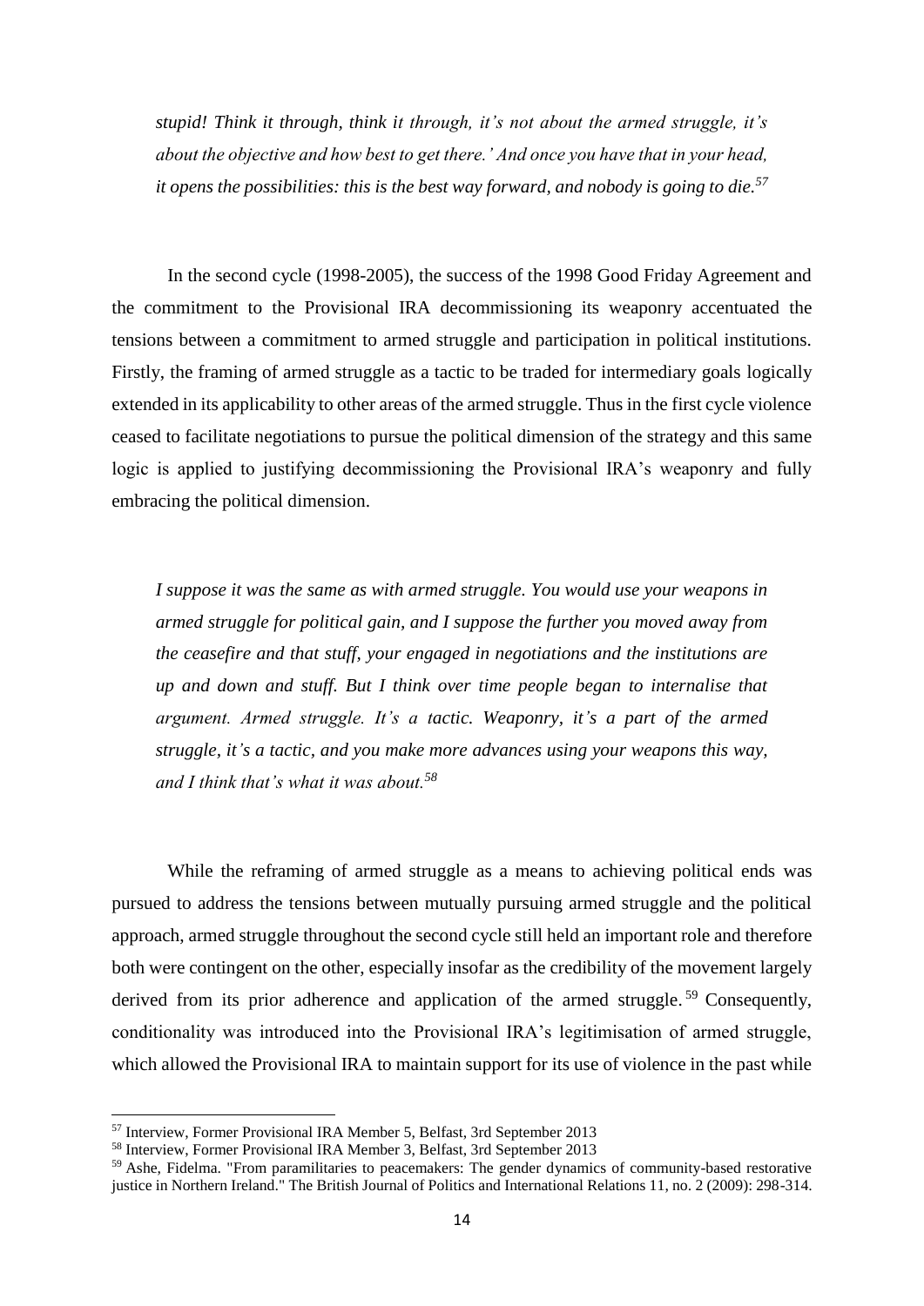*stupid! Think it through, think it through, it's not about the armed struggle, it's about the objective and how best to get there.' And once you have that in your head, it opens the possibilities: this is the best way forward, and nobody is going to die.*[57]

In the second cycle (1998-2005), the success of the 1998 Good Friday Agreement and the commitment to the Provisional IRA decommissioning its weaponry accentuated the tensions between a commitment to armed struggle and participation in political institutions. Firstly, the framing of armed struggle as a tactic to be traded for intermediary goals logically extended in its applicability to other areas of the armed struggle. Thus in the first cycle violence ceased to facilitate negotiations to pursue the political dimension of the strategy and this same logic is applied to justifying decommissioning the Provisional IRA's weaponry and fully embracing the political dimension.

*I suppose it was the same as with armed struggle. You would use your weapons in armed struggle for political gain, and I suppose the further you moved away from the ceasefire and that stuff, your engaged in negotiations and the institutions are up and down and stuff. But I think over time people began to internalise that argument. Armed struggle. It's a tactic. Weaponry, it's a part of the armed struggle, it's a tactic, and you make more advances using your weapons this way, and I think that's what it was about.*[58]

While the reframing of armed struggle as a means to achieving political ends was pursued to address the tensions between mutually pursuing armed struggle and the political approach, armed struggle throughout the second cycle still held an important role and therefore both were contingent on the other, especially insofar as the credibility of the movement largely derived from its prior adherence and application of the armed struggle.[59] Consequently, conditionality was introduced into the Provisional IRA's legitimisation of armed struggle, which allowed the Provisional IRA to maintain support for its use of violence in the past while

---

[57] Interview, Former Provisional IRA Member 5, Belfast, 3rd September 2013

[58] Interview, Former Provisional IRA Member 3, Belfast, 3rd September 2013

[59] Ashe, Fidelma. "From paramilitaries to peacemakers: The gender dynamics of community-based restorative justice in Northern Ireland." The British Journal of Politics and International Relations 11, no. 2 (2009): 298-314.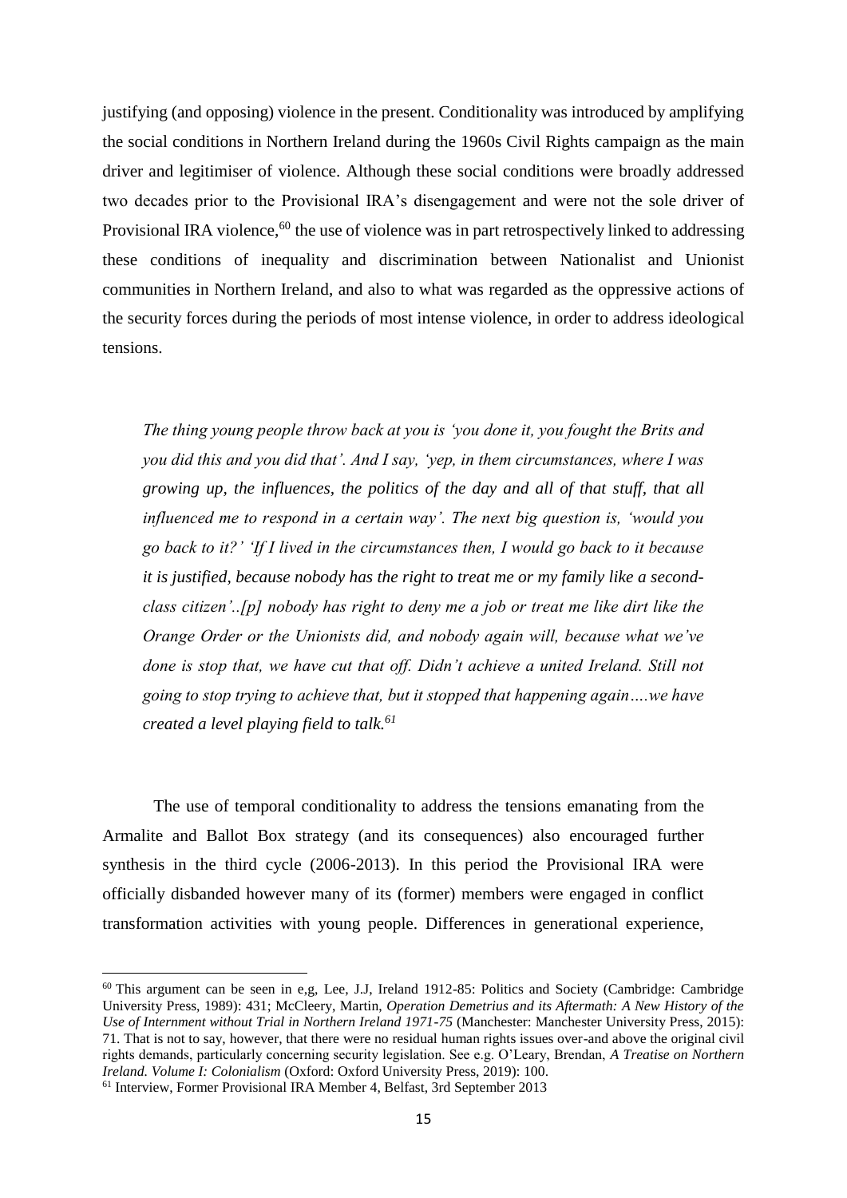justifying (and opposing) violence in the present. Conditionality was introduced by amplifying the social conditions in Northern Ireland during the 1960s Civil Rights campaign as the main driver and legitimiser of violence. Although these social conditions were broadly addressed two decades prior to the Provisional IRA's disengagement and were not the sole driver of Provisional IRA violence,[60] the use of violence was in part retrospectively linked to addressing these conditions of inequality and discrimination between Nationalist and Unionist communities in Northern Ireland, and also to what was regarded as the oppressive actions of the security forces during the periods of most intense violence, in order to address ideological tensions.

> *The thing young people throw back at you is 'you done it, you fought the Brits and you did this and you did that'. And I say, 'yep, in them circumstances, where I was growing up, the influences, the politics of the day and all of that stuff, that all influenced me to respond in a certain way'. The next big question is, 'would you go back to it?' 'If I lived in the circumstances then, I would go back to it because it is justified, because nobody has the right to treat me or my family like a second-class citizen'..[p] nobody has right to deny me a job or treat me like dirt like the Orange Order or the Unionists did, and nobody again will, because what we've done is stop that, we have cut that off. Didn't achieve a united Ireland. Still not going to stop trying to achieve that, but it stopped that happening again….we have created a level playing field to talk.*[61]

The use of temporal conditionality to address the tensions emanating from the Armalite and Ballot Box strategy (and its consequences) also encouraged further synthesis in the third cycle (2006-2013). In this period the Provisional IRA were officially disbanded however many of its (former) members were engaged in conflict transformation activities with young people. Differences in generational experience,

---

[60] This argument can be seen in e,g, Lee, J.J, Ireland 1912-85: Politics and Society (Cambridge: Cambridge University Press, 1989): 431; McCleery, Martin, *Operation Demetrius and its Aftermath: A New History of the Use of Internment without Trial in Northern Ireland 1971-75* (Manchester: Manchester University Press, 2015): 71. That is not to say, however, that there were no residual human rights issues over-and above the original civil rights demands, particularly concerning security legislation. See e.g. O'Leary, Brendan, *A Treatise on Northern Ireland. Volume I: Colonialism* (Oxford: Oxford University Press, 2019): 100.

[61] Interview, Former Provisional IRA Member 4, Belfast, 3rd September 2013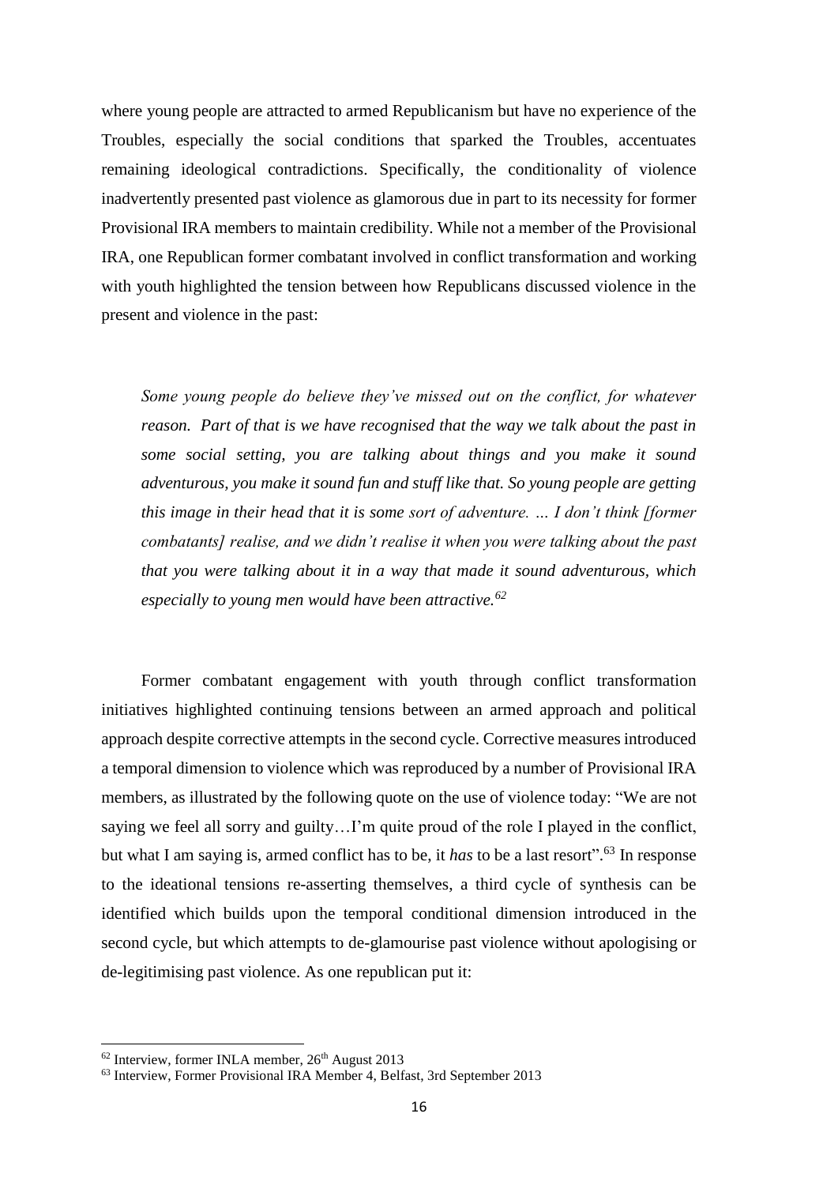where young people are attracted to armed Republicanism but have no experience of the Troubles, especially the social conditions that sparked the Troubles, accentuates remaining ideological contradictions. Specifically, the conditionality of violence inadvertently presented past violence as glamorous due in part to its necessity for former Provisional IRA members to maintain credibility. While not a member of the Provisional IRA, one Republican former combatant involved in conflict transformation and working with youth highlighted the tension between how Republicans discussed violence in the present and violence in the past:

> *Some young people do believe they've missed out on the conflict, for whatever reason. Part of that is we have recognised that the way we talk about the past in some social setting, you are talking about things and you make it sound adventurous, you make it sound fun and stuff like that. So young people are getting this image in their head that it is some sort of adventure. … I don't think [former combatants] realise, and we didn't realise it when you were talking about the past that you were talking about it in a way that made it sound adventurous, which especially to young men would have been attractive.*[62]

Former combatant engagement with youth through conflict transformation initiatives highlighted continuing tensions between an armed approach and political approach despite corrective attempts in the second cycle. Corrective measures introduced a temporal dimension to violence which was reproduced by a number of Provisional IRA members, as illustrated by the following quote on the use of violence today: "We are not saying we feel all sorry and guilty…I'm quite proud of the role I played in the conflict, but what I am saying is, armed conflict has to be, it *has* to be a last resort".[63] In response to the ideational tensions re-asserting themselves, a third cycle of synthesis can be identified which builds upon the temporal conditional dimension introduced in the second cycle, but which attempts to de-glamourise past violence without apologising or de-legitimising past violence. As one republican put it:

---

[62] Interview, former INLA member, 26th August 2013

[63] Interview, Former Provisional IRA Member 4, Belfast, 3rd September 2013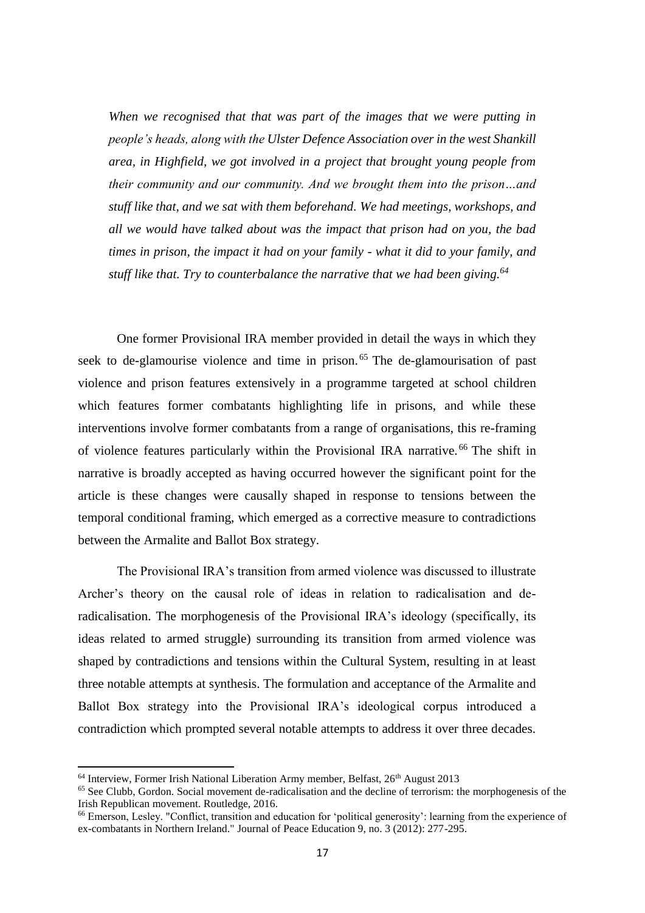> *When we recognised that that was part of the images that we were putting in people's heads, along with the Ulster Defence Association over in the west Shankill area, in Highfield, we got involved in a project that brought young people from their community and our community. And we brought them into the prison…and stuff like that, and we sat with them beforehand. We had meetings, workshops, and all we would have talked about was the impact that prison had on you, the bad times in prison, the impact it had on your family - what it did to your family, and stuff like that. Try to counterbalance the narrative that we had been giving.*[64]

One former Provisional IRA member provided in detail the ways in which they seek to de-glamourise violence and time in prison.[65] The de-glamourisation of past violence and prison features extensively in a programme targeted at school children which features former combatants highlighting life in prisons, and while these interventions involve former combatants from a range of organisations, this re-framing of violence features particularly within the Provisional IRA narrative.[66] The shift in narrative is broadly accepted as having occurred however the significant point for the article is these changes were causally shaped in response to tensions between the temporal conditional framing, which emerged as a corrective measure to contradictions between the Armalite and Ballot Box strategy.

The Provisional IRA's transition from armed violence was discussed to illustrate Archer's theory on the causal role of ideas in relation to radicalisation and de-radicalisation. The morphogenesis of the Provisional IRA's ideology (specifically, its ideas related to armed struggle) surrounding its transition from armed violence was shaped by contradictions and tensions within the Cultural System, resulting in at least three notable attempts at synthesis. The formulation and acceptance of the Armalite and Ballot Box strategy into the Provisional IRA's ideological corpus introduced a contradiction which prompted several notable attempts to address it over three decades.

---

[64] Interview, Former Irish National Liberation Army member, Belfast, 26th August 2013

[65] See Clubb, Gordon. Social movement de-radicalisation and the decline of terrorism: the morphogenesis of the Irish Republican movement. Routledge, 2016.

[66] Emerson, Lesley. "Conflict, transition and education for 'political generosity': learning from the experience of ex-combatants in Northern Ireland." Journal of Peace Education 9, no. 3 (2012): 277-295.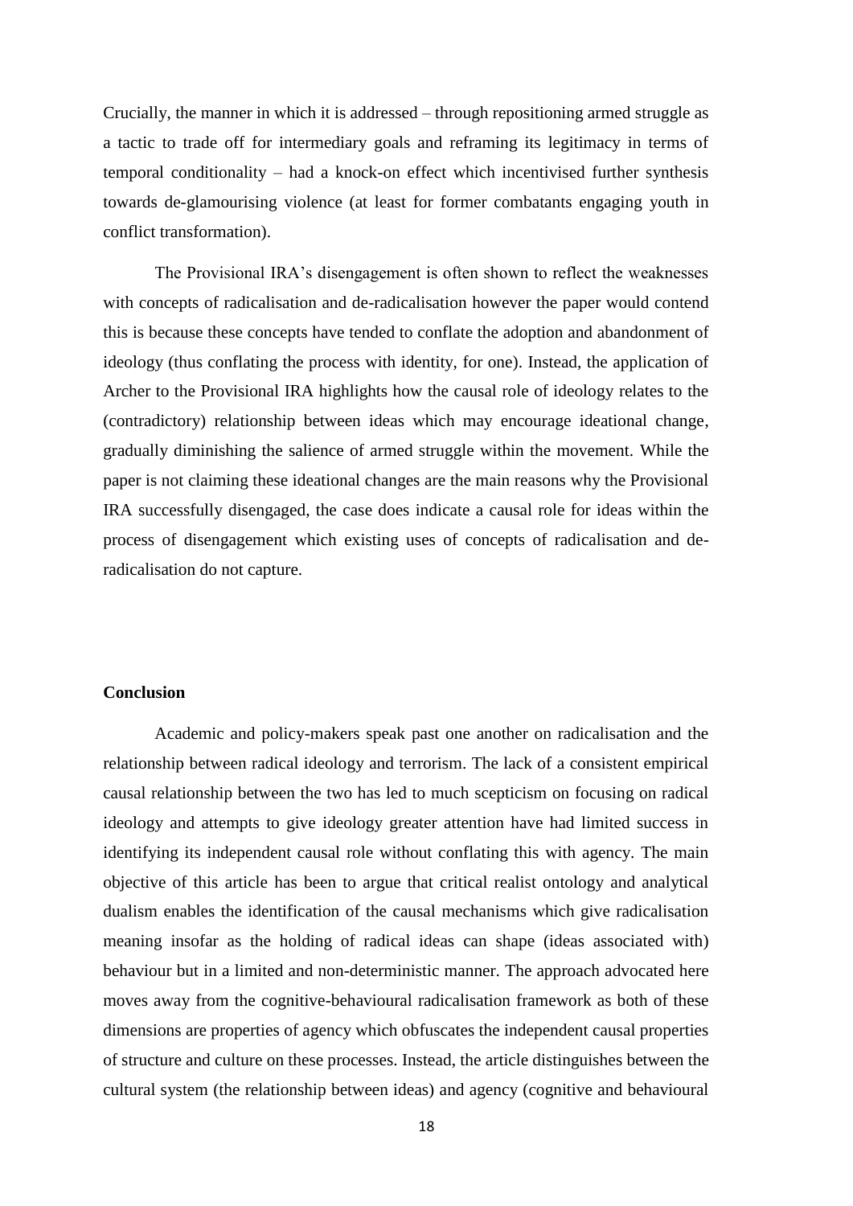Crucially, the manner in which it is addressed – through repositioning armed struggle as a tactic to trade off for intermediary goals and reframing its legitimacy in terms of temporal conditionality – had a knock-on effect which incentivised further synthesis towards de-glamourising violence (at least for former combatants engaging youth in conflict transformation).

The Provisional IRA's disengagement is often shown to reflect the weaknesses with concepts of radicalisation and de-radicalisation however the paper would contend this is because these concepts have tended to conflate the adoption and abandonment of ideology (thus conflating the process with identity, for one). Instead, the application of Archer to the Provisional IRA highlights how the causal role of ideology relates to the (contradictory) relationship between ideas which may encourage ideational change, gradually diminishing the salience of armed struggle within the movement. While the paper is not claiming these ideational changes are the main reasons why the Provisional IRA successfully disengaged, the case does indicate a causal role for ideas within the process of disengagement which existing uses of concepts of radicalisation and de-radicalisation do not capture.

## Conclusion

Academic and policy-makers speak past one another on radicalisation and the relationship between radical ideology and terrorism. The lack of a consistent empirical causal relationship between the two has led to much scepticism on focusing on radical ideology and attempts to give ideology greater attention have had limited success in identifying its independent causal role without conflating this with agency. The main objective of this article has been to argue that critical realist ontology and analytical dualism enables the identification of the causal mechanisms which give radicalisation meaning insofar as the holding of radical ideas can shape (ideas associated with) behaviour but in a limited and non-deterministic manner. The approach advocated here moves away from the cognitive-behavioural radicalisation framework as both of these dimensions are properties of agency which obfuscates the independent causal properties of structure and culture on these processes. Instead, the article distinguishes between the cultural system (the relationship between ideas) and agency (cognitive and behavioural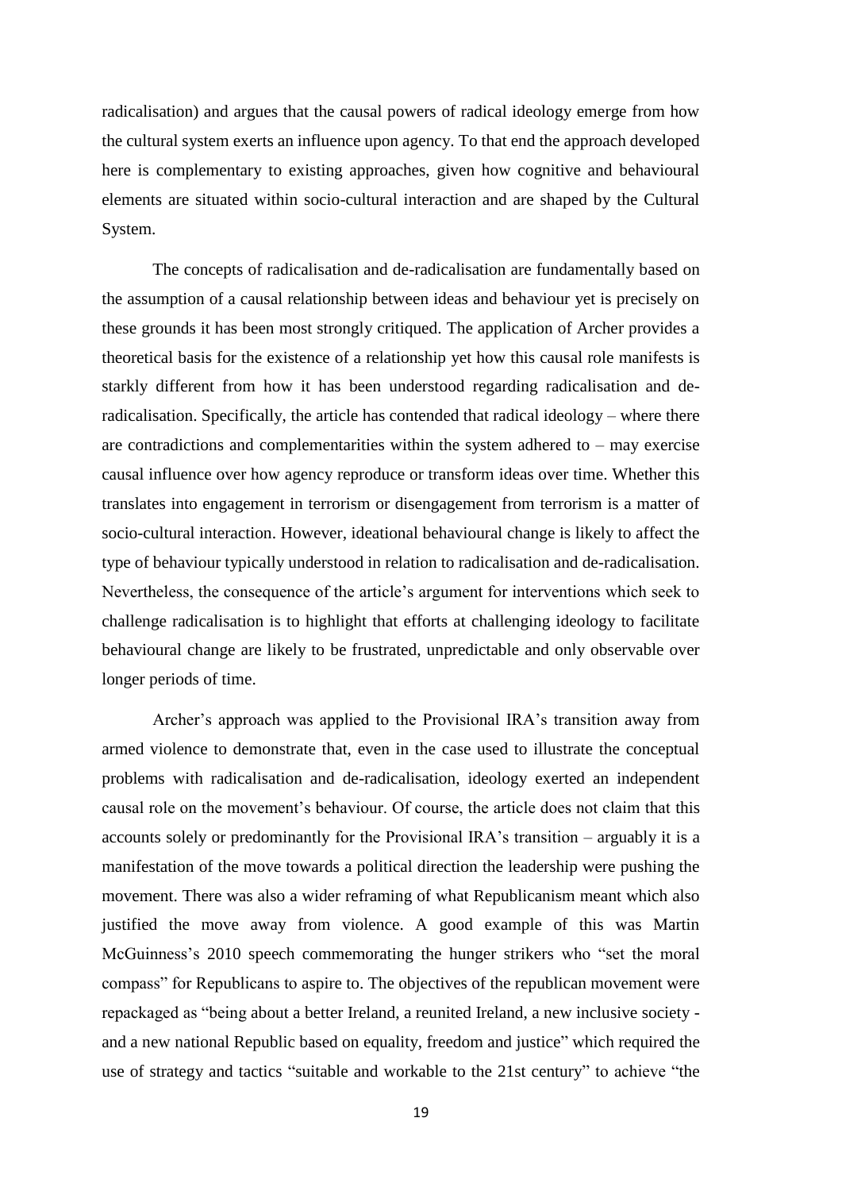radicalisation) and argues that the causal powers of radical ideology emerge from how the cultural system exerts an influence upon agency. To that end the approach developed here is complementary to existing approaches, given how cognitive and behavioural elements are situated within socio-cultural interaction and are shaped by the Cultural System.

The concepts of radicalisation and de-radicalisation are fundamentally based on the assumption of a causal relationship between ideas and behaviour yet is precisely on these grounds it has been most strongly critiqued. The application of Archer provides a theoretical basis for the existence of a relationship yet how this causal role manifests is starkly different from how it has been understood regarding radicalisation and de-radicalisation. Specifically, the article has contended that radical ideology – where there are contradictions and complementarities within the system adhered to – may exercise causal influence over how agency reproduce or transform ideas over time. Whether this translates into engagement in terrorism or disengagement from terrorism is a matter of socio-cultural interaction. However, ideational behavioural change is likely to affect the type of behaviour typically understood in relation to radicalisation and de-radicalisation. Nevertheless, the consequence of the article's argument for interventions which seek to challenge radicalisation is to highlight that efforts at challenging ideology to facilitate behavioural change are likely to be frustrated, unpredictable and only observable over longer periods of time.

Archer's approach was applied to the Provisional IRA's transition away from armed violence to demonstrate that, even in the case used to illustrate the conceptual problems with radicalisation and de-radicalisation, ideology exerted an independent causal role on the movement's behaviour. Of course, the article does not claim that this accounts solely or predominantly for the Provisional IRA's transition – arguably it is a manifestation of the move towards a political direction the leadership were pushing the movement. There was also a wider reframing of what Republicanism meant which also justified the move away from violence. A good example of this was Martin McGuinness's 2010 speech commemorating the hunger strikers who "set the moral compass" for Republicans to aspire to. The objectives of the republican movement were repackaged as "being about a better Ireland, a reunited Ireland, a new inclusive society - and a new national Republic based on equality, freedom and justice" which required the use of strategy and tactics "suitable and workable to the 21st century" to achieve "the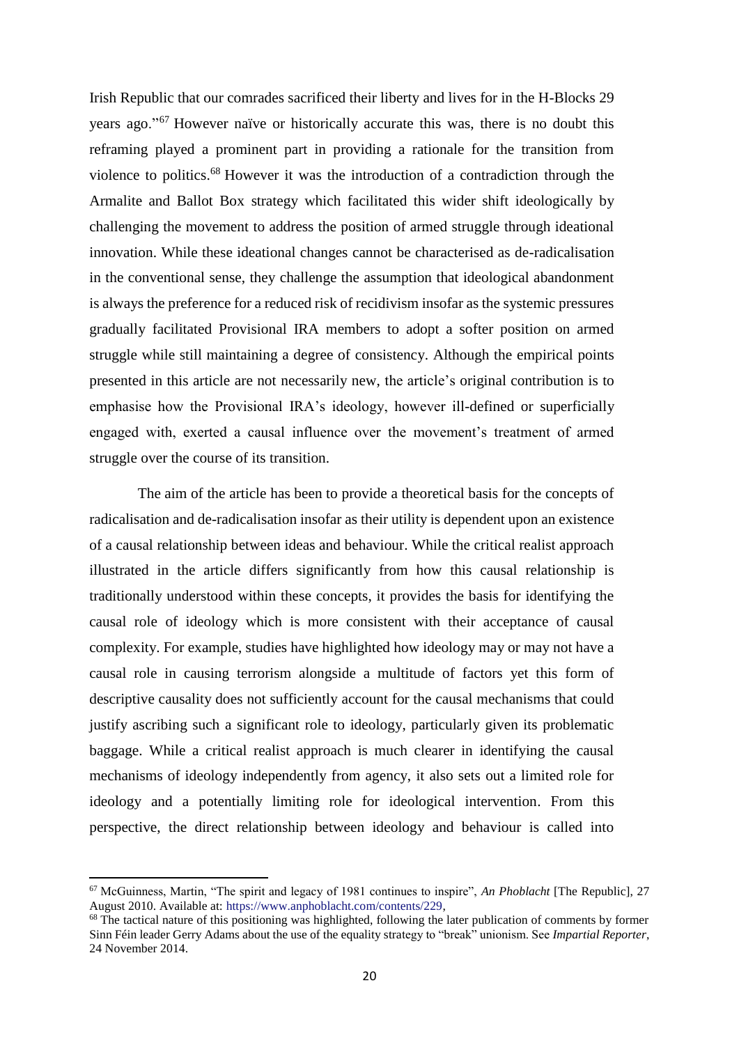Irish Republic that our comrades sacrificed their liberty and lives for in the H-Blocks 29 years ago."[67] However naïve or historically accurate this was, there is no doubt this reframing played a prominent part in providing a rationale for the transition from violence to politics.[68] However it was the introduction of a contradiction through the Armalite and Ballot Box strategy which facilitated this wider shift ideologically by challenging the movement to address the position of armed struggle through ideational innovation. While these ideational changes cannot be characterised as de-radicalisation in the conventional sense, they challenge the assumption that ideological abandonment is always the preference for a reduced risk of recidivism insofar as the systemic pressures gradually facilitated Provisional IRA members to adopt a softer position on armed struggle while still maintaining a degree of consistency. Although the empirical points presented in this article are not necessarily new, the article's original contribution is to emphasise how the Provisional IRA's ideology, however ill-defined or superficially engaged with, exerted a causal influence over the movement's treatment of armed struggle over the course of its transition.

The aim of the article has been to provide a theoretical basis for the concepts of radicalisation and de-radicalisation insofar as their utility is dependent upon an existence of a causal relationship between ideas and behaviour. While the critical realist approach illustrated in the article differs significantly from how this causal relationship is traditionally understood within these concepts, it provides the basis for identifying the causal role of ideology which is more consistent with their acceptance of causal complexity. For example, studies have highlighted how ideology may or may not have a causal role in causing terrorism alongside a multitude of factors yet this form of descriptive causality does not sufficiently account for the causal mechanisms that could justify ascribing such a significant role to ideology, particularly given its problematic baggage. While a critical realist approach is much clearer in identifying the causal mechanisms of ideology independently from agency, it also sets out a limited role for ideology and a potentially limiting role for ideological intervention. From this perspective, the direct relationship between ideology and behaviour is called into

---

[67] McGuinness, Martin, "The spirit and legacy of 1981 continues to inspire", *An Phoblacht* [The Republic], 27 August 2010. Available at: https://www.anphoblacht.com/contents/229,

[68] The tactical nature of this positioning was highlighted, following the later publication of comments by former Sinn Féin leader Gerry Adams about the use of the equality strategy to "break" unionism. See *Impartial Reporter*, 24 November 2014.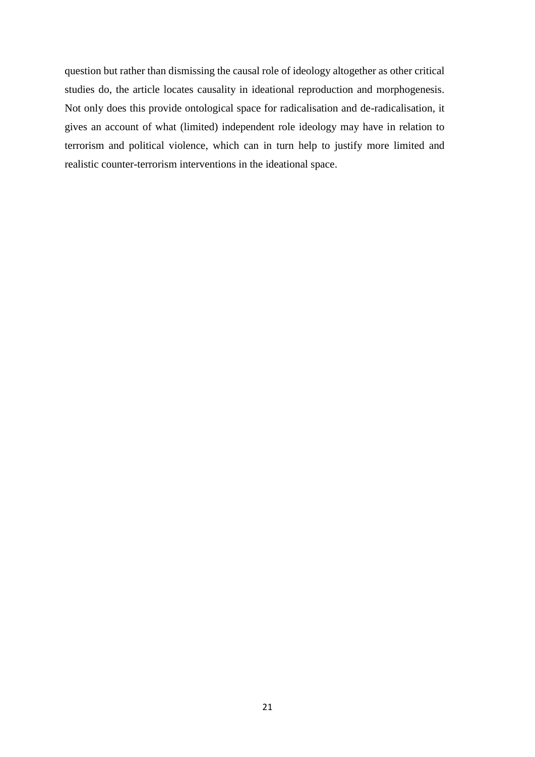question but rather than dismissing the causal role of ideology altogether as other critical studies do, the article locates causality in ideational reproduction and morphogenesis. Not only does this provide ontological space for radicalisation and de-radicalisation, it gives an account of what (limited) independent role ideology may have in relation to terrorism and political violence, which can in turn help to justify more limited and realistic counter-terrorism interventions in the ideational space.